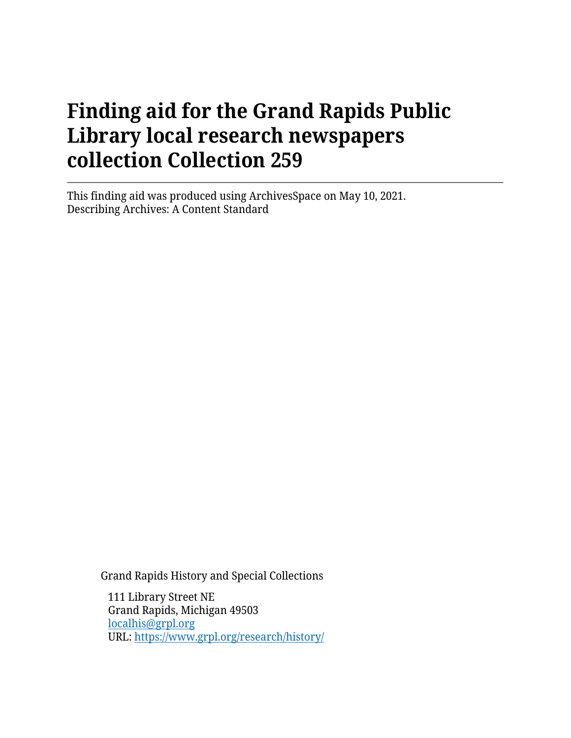# Finding aid for the Grand Rapids Public Library local research newspapers collection Collection 259

---

This finding aid was produced using ArchivesSpace on May 10, 2021.
Describing Archives: A Content Standard

Grand Rapids History and Special Collections

111 Library Street NE
Grand Rapids, Michigan 49503
[localhis@grpl.org](mailto:localhis@grpl.org)
URL: [https://www.grpl.org/research/history/](https://www.grpl.org/research/history/)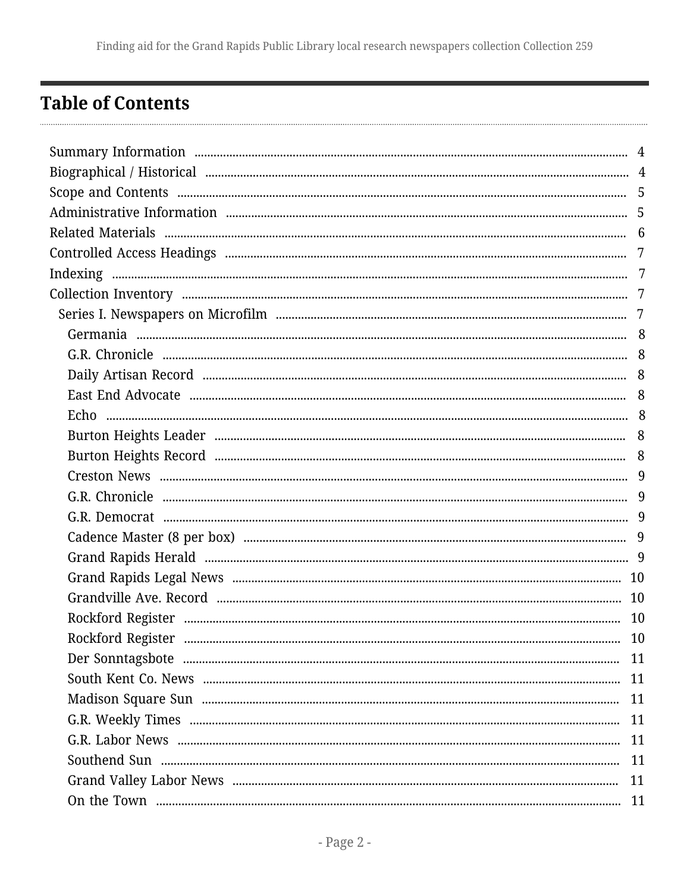## Table of Contents

- Summary Information ..... 4
- Biographical / Historical ..... 4
- Scope and Contents ..... 5
- Administrative Information ..... 5
- Related Materials ..... 6
- Controlled Access Headings ..... 7
- Indexing ..... 7
- Collection Inventory ..... 7
  - Series I. Newspapers on Microfilm ..... 7
    - Germania ..... 8
    - G.R. Chronicle ..... 8
    - Daily Artisan Record ..... 8
    - East End Advocate ..... 8
    - Echo ..... 8
    - Burton Heights Leader ..... 8
    - Burton Heights Record ..... 8
    - Creston News ..... 9
    - G.R. Chronicle ..... 9
    - G.R. Democrat ..... 9
    - Cadence Master (8 per box) ..... 9
    - Grand Rapids Herald ..... 9
    - Grand Rapids Legal News ..... 10
    - Grandville Ave. Record ..... 10
    - Rockford Register ..... 10
    - Rockford Register ..... 10
    - Der Sonntagsbote ..... 11
    - South Kent Co. News ..... 11
    - Madison Square Sun ..... 11
    - G.R. Weekly Times ..... 11
    - G.R. Labor News ..... 11
    - Southend Sun ..... 11
    - Grand Valley Labor News ..... 11
    - On the Town ..... 11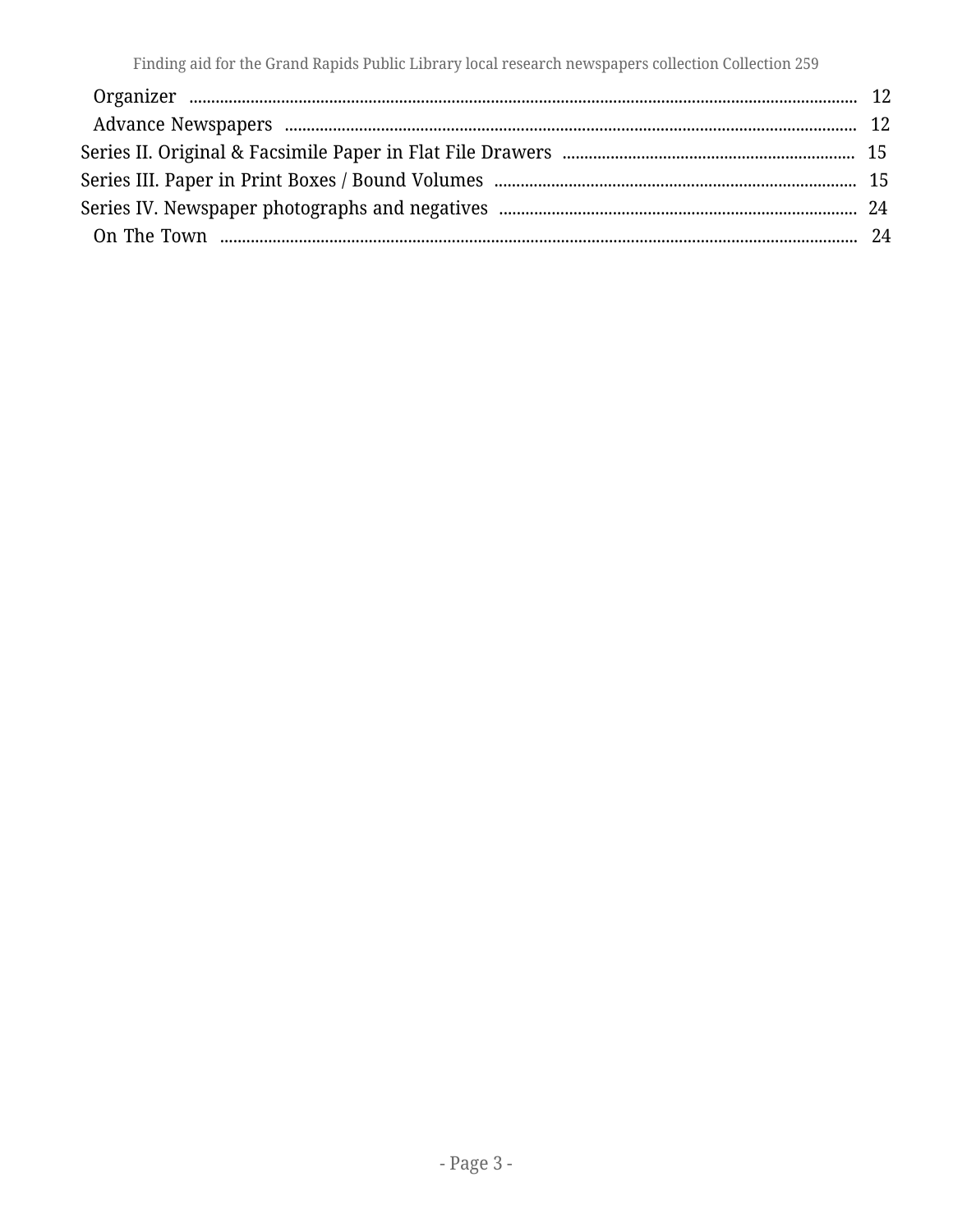- Organizer ..... 12
- Advance Newspapers ..... 12

Series II. Original & Facsimile Paper in Flat File Drawers ..... 15

Series III. Paper in Print Boxes / Bound Volumes ..... 15

Series IV. Newspaper photographs and negatives ..... 24

- On The Town ..... 24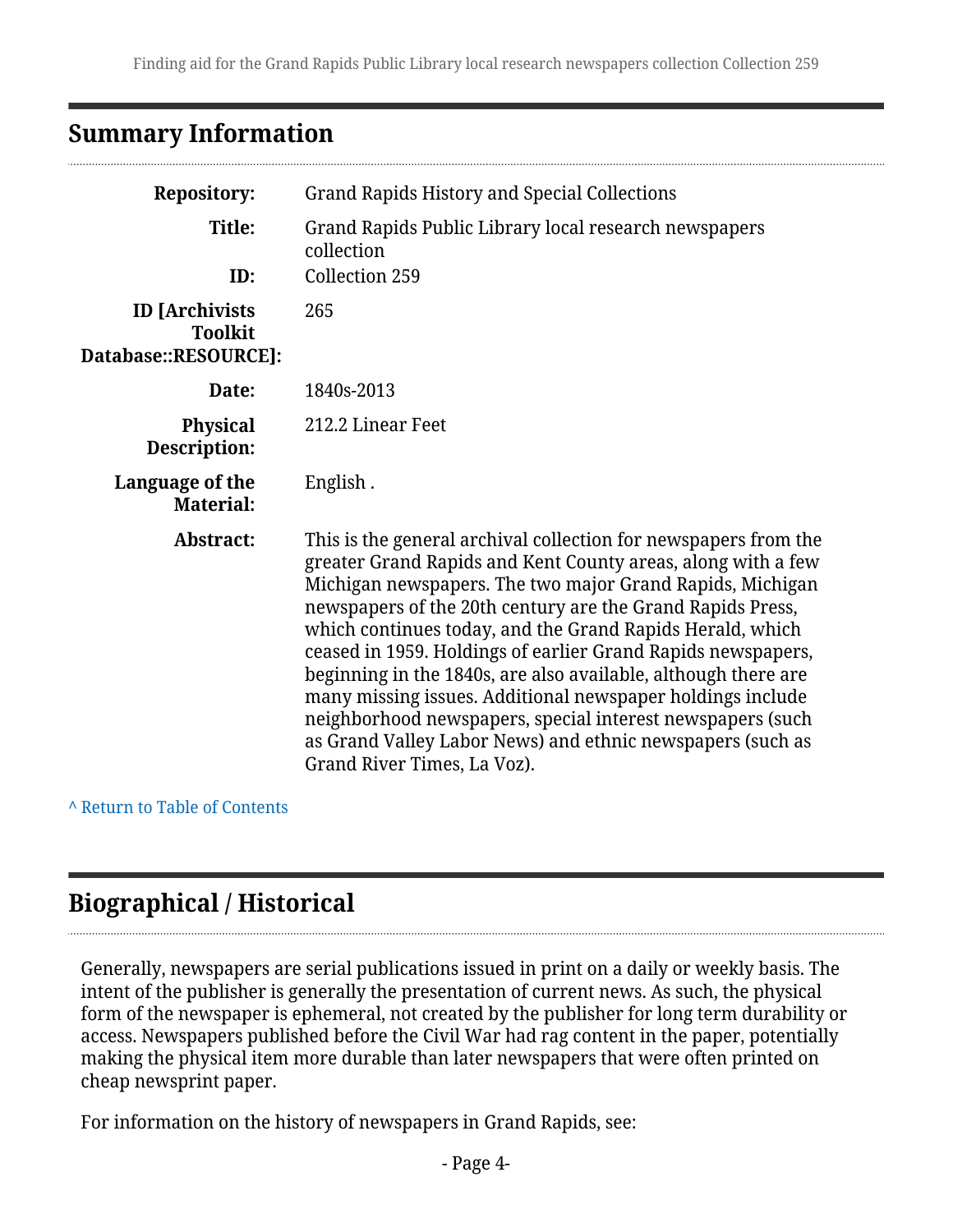## Summary Information

| | |
|---|---|
| **Repository:** | Grand Rapids History and Special Collections |
| **Title:** | Grand Rapids Public Library local research newspapers collection |
| **ID:** | Collection 259 |
| **ID [Archivists Toolkit Database::RESOURCE]:** | 265 |
| **Date:** | 1840s-2013 |
| **Physical Description:** | 212.2 Linear Feet |
| **Language of the Material:** | English . |
| **Abstract:** | This is the general archival collection for newspapers from the greater Grand Rapids and Kent County areas, along with a few Michigan newspapers. The two major Grand Rapids, Michigan newspapers of the 20th century are the Grand Rapids Press, which continues today, and the Grand Rapids Herald, which ceased in 1959. Holdings of earlier Grand Rapids newspapers, beginning in the 1840s, are also available, although there are many missing issues. Additional newspaper holdings include neighborhood newspapers, special interest newspapers (such as Grand Valley Labor News) and ethnic newspapers (such as Grand River Times, La Voz). |

^ Return to Table of Contents

## Biographical / Historical

Generally, newspapers are serial publications issued in print on a daily or weekly basis. The intent of the publisher is generally the presentation of current news. As such, the physical form of the newspaper is ephemeral, not created by the publisher for long term durability or access. Newspapers published before the Civil War had rag content in the paper, potentially making the physical item more durable than later newspapers that were often printed on cheap newsprint paper.

For information on the history of newspapers in Grand Rapids, see: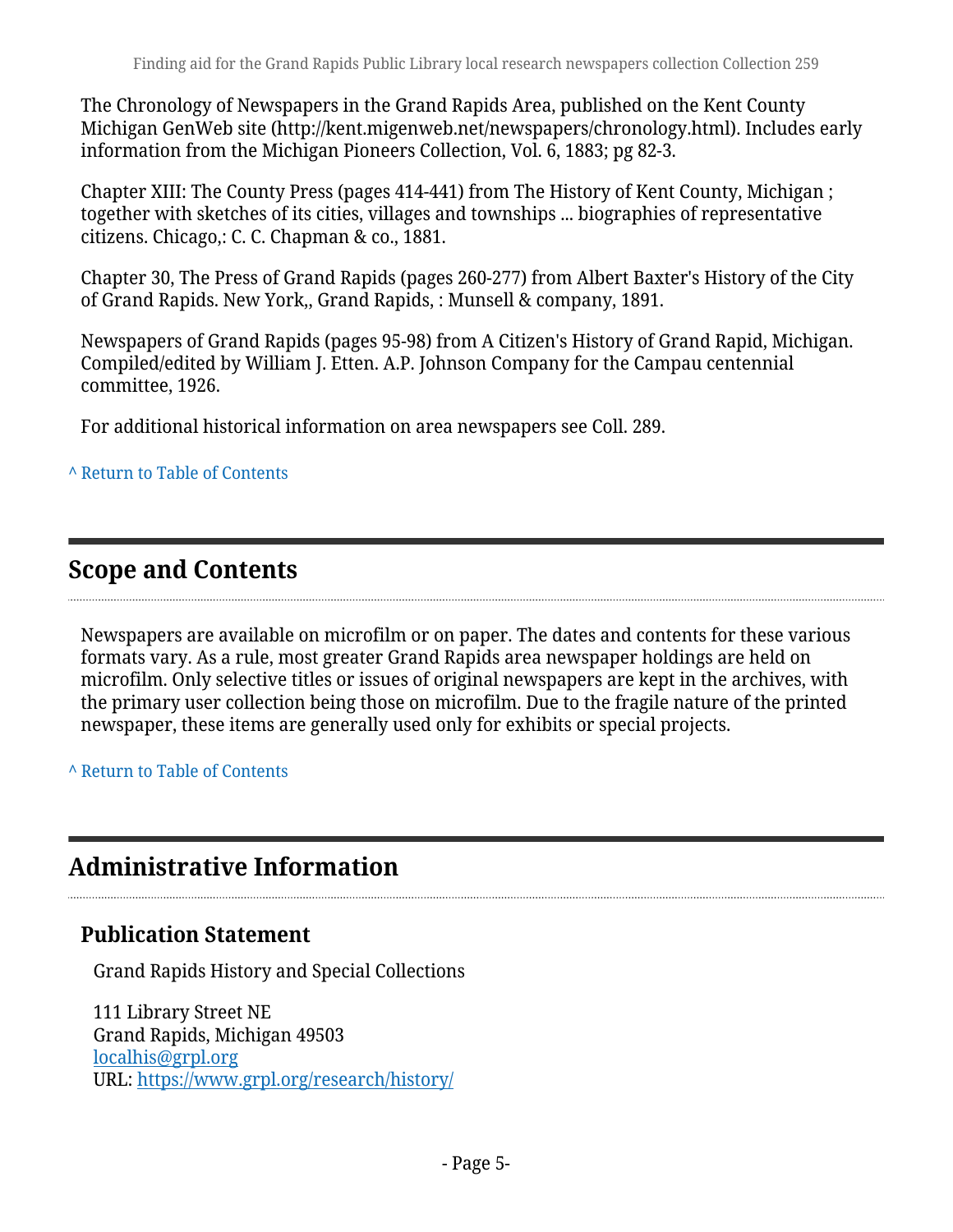The Chronology of Newspapers in the Grand Rapids Area, published on the Kent County Michigan GenWeb site (http://kent.migenweb.net/newspapers/chronology.html). Includes early information from the Michigan Pioneers Collection, Vol. 6, 1883; pg 82-3.

Chapter XIII: The County Press (pages 414-441) from The History of Kent County, Michigan ; together with sketches of its cities, villages and townships ... biographies of representative citizens. Chicago,: C. C. Chapman & co., 1881.

Chapter 30, The Press of Grand Rapids (pages 260-277) from Albert Baxter's History of the City of Grand Rapids. New York,, Grand Rapids, : Munsell & company, 1891.

Newspapers of Grand Rapids (pages 95-98) from A Citizen's History of Grand Rapid, Michigan. Compiled/edited by William J. Etten. A.P. Johnson Company for the Campau centennial committee, 1926.

For additional historical information on area newspapers see Coll. 289.

^ Return to Table of Contents

## Scope and Contents

Newspapers are available on microfilm or on paper. The dates and contents for these various formats vary. As a rule, most greater Grand Rapids area newspaper holdings are held on microfilm. Only selective titles or issues of original newspapers are kept in the archives, with the primary user collection being those on microfilm. Due to the fragile nature of the printed newspaper, these items are generally used only for exhibits or special projects.

^ Return to Table of Contents

## Administrative Information

### Publication Statement

Grand Rapids History and Special Collections

111 Library Street NE
Grand Rapids, Michigan 49503
localhis@grpl.org
URL: https://www.grpl.org/research/history/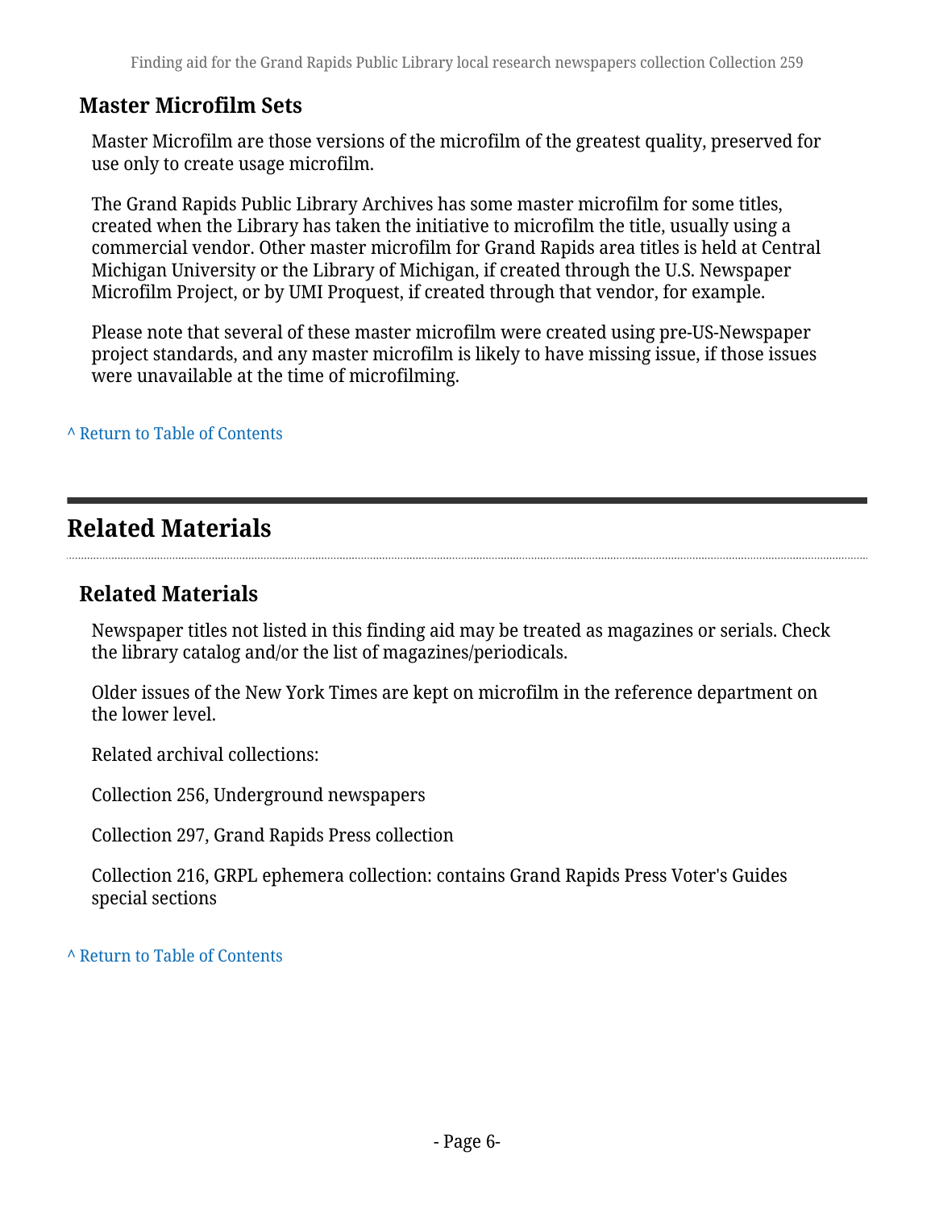### Master Microfilm Sets

Master Microfilm are those versions of the microfilm of the greatest quality, preserved for use only to create usage microfilm.

The Grand Rapids Public Library Archives has some master microfilm for some titles, created when the Library has taken the initiative to microfilm the title, usually using a commercial vendor. Other master microfilm for Grand Rapids area titles is held at Central Michigan University or the Library of Michigan, if created through the U.S. Newspaper Microfilm Project, or by UMI Proquest, if created through that vendor, for example.

Please note that several of these master microfilm were created using pre-US-Newspaper project standards, and any master microfilm is likely to have missing issue, if those issues were unavailable at the time of microfilming.

^ Return to Table of Contents

## Related Materials

### Related Materials

Newspaper titles not listed in this finding aid may be treated as magazines or serials. Check the library catalog and/or the list of magazines/periodicals.

Older issues of the New York Times are kept on microfilm in the reference department on the lower level.

Related archival collections:

Collection 256, Underground newspapers

Collection 297, Grand Rapids Press collection

Collection 216, GRPL ephemera collection: contains Grand Rapids Press Voter's Guides special sections

^ Return to Table of Contents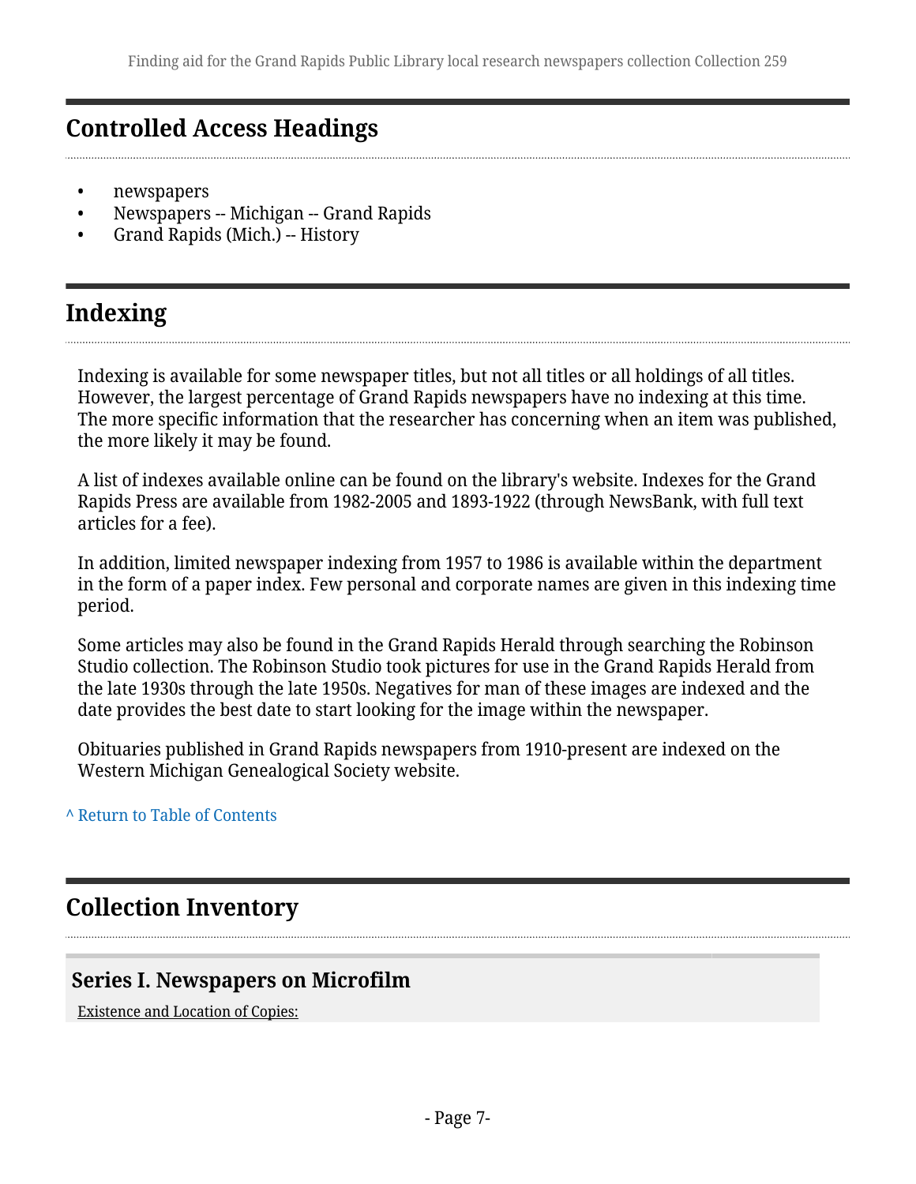## Controlled Access Headings

- newspapers
- Newspapers -- Michigan -- Grand Rapids
- Grand Rapids (Mich.) -- History

## Indexing

Indexing is available for some newspaper titles, but not all titles or all holdings of all titles. However, the largest percentage of Grand Rapids newspapers have no indexing at this time. The more specific information that the researcher has concerning when an item was published, the more likely it may be found.

A list of indexes available online can be found on the library's website. Indexes for the Grand Rapids Press are available from 1982-2005 and 1893-1922 (through NewsBank, with full text articles for a fee).

In addition, limited newspaper indexing from 1957 to 1986 is available within the department in the form of a paper index. Few personal and corporate names are given in this indexing time period.

Some articles may also be found in the Grand Rapids Herald through searching the Robinson Studio collection. The Robinson Studio took pictures for use in the Grand Rapids Herald from the late 1930s through the late 1950s. Negatives for man of these images are indexed and the date provides the best date to start looking for the image within the newspaper.

Obituaries published in Grand Rapids newspapers from 1910-present are indexed on the Western Michigan Genealogical Society website.

^ Return to Table of Contents

## Collection Inventory

### Series I. Newspapers on Microfilm

Existence and Location of Copies: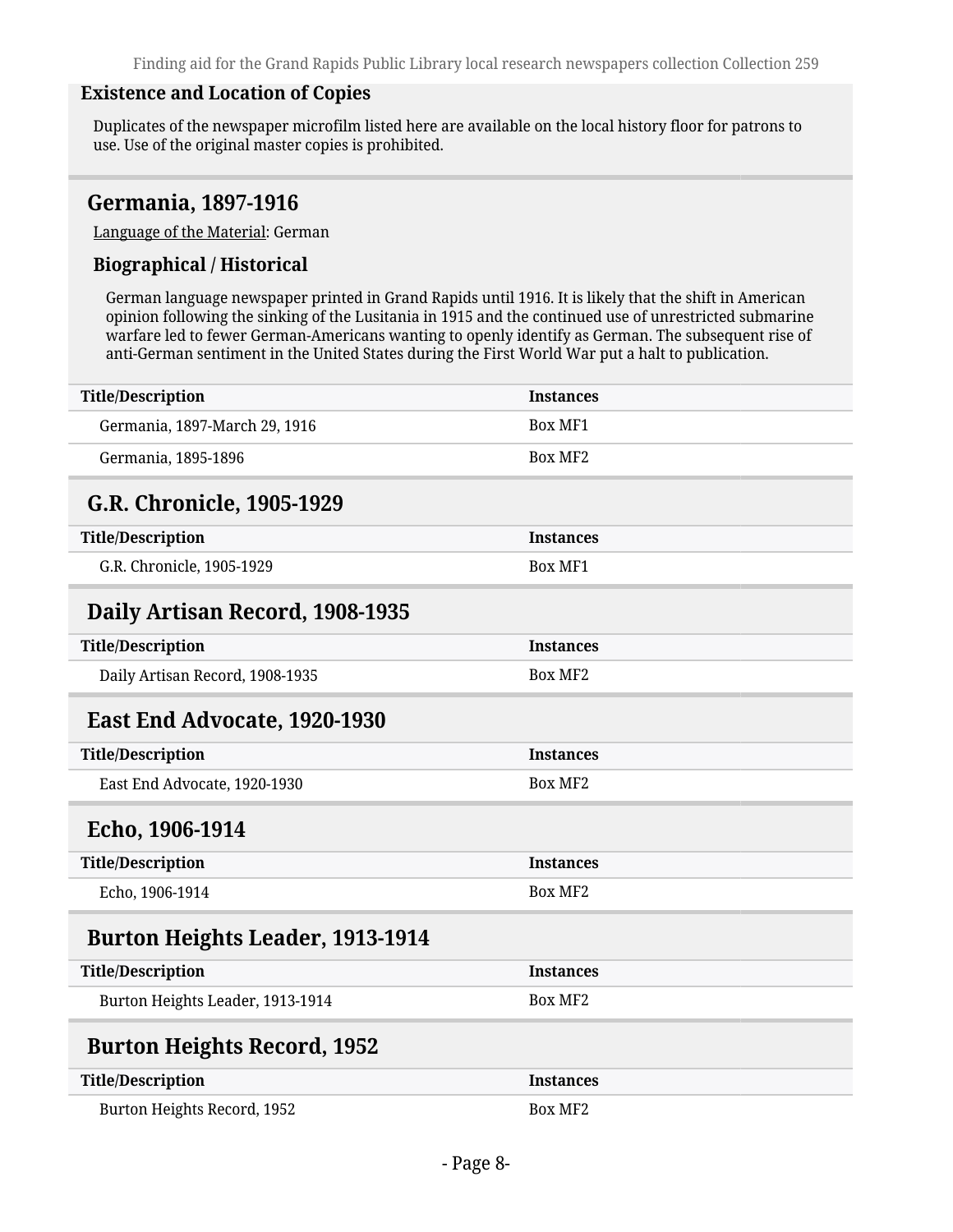### Existence and Location of Copies

Duplicates of the newspaper microfilm listed here are available on the local history floor for patrons to use. Use of the original master copies is prohibited.

## Germania, 1897-1916

Language of the Material: German

### Biographical / Historical

German language newspaper printed in Grand Rapids until 1916. It is likely that the shift in American opinion following the sinking of the Lusitania in 1915 and the continued use of unrestricted submarine warfare led to fewer German-Americans wanting to openly identify as German. The subsequent rise of anti-German sentiment in the United States during the First World War put a halt to publication.

| Title/Description | Instances |
|---|---|
| Germania, 1897-March 29, 1916 | Box MF1 |
| Germania, 1895-1896 | Box MF2 |

## G.R. Chronicle, 1905-1929

| Title/Description | Instances |
|---|---|
| G.R. Chronicle, 1905-1929 | Box MF1 |

## Daily Artisan Record, 1908-1935

| Title/Description | Instances |
|---|---|
| Daily Artisan Record, 1908-1935 | Box MF2 |

## East End Advocate, 1920-1930

| Title/Description | Instances |
|---|---|
| East End Advocate, 1920-1930 | Box MF2 |

## Echo, 1906-1914

| Title/Description | Instances |
|---|---|
| Echo, 1906-1914 | Box MF2 |

## Burton Heights Leader, 1913-1914

| Title/Description | Instances |
|---|---|
| Burton Heights Leader, 1913-1914 | Box MF2 |

## Burton Heights Record, 1952

| Title/Description | Instances |
|---|---|
| Burton Heights Record, 1952 | Box MF2 |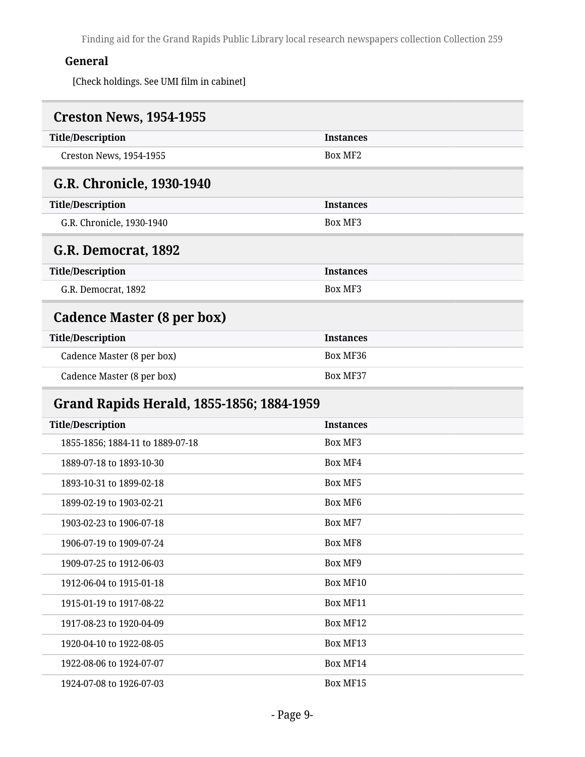**General**

[Check holdings. See UMI film in cabinet]

## Creston News, 1954-1955

| Title/Description | Instances |
| --- | --- |
| Creston News, 1954-1955 | Box MF2 |

## G.R. Chronicle, 1930-1940

| Title/Description | Instances |
| --- | --- |
| G.R. Chronicle, 1930-1940 | Box MF3 |

## G.R. Democrat, 1892

| Title/Description | Instances |
| --- | --- |
| G.R. Democrat, 1892 | Box MF3 |

## Cadence Master (8 per box)

| Title/Description | Instances |
| --- | --- |
| Cadence Master (8 per box) | Box MF36 |
| Cadence Master (8 per box) | Box MF37 |

## Grand Rapids Herald, 1855-1856; 1884-1959

| Title/Description | Instances |
| --- | --- |
| 1855-1856; 1884-11 to 1889-07-18 | Box MF3 |
| 1889-07-18 to 1893-10-30 | Box MF4 |
| 1893-10-31 to 1899-02-18 | Box MF5 |
| 1899-02-19 to 1903-02-21 | Box MF6 |
| 1903-02-23 to 1906-07-18 | Box MF7 |
| 1906-07-19 to 1909-07-24 | Box MF8 |
| 1909-07-25 to 1912-06-03 | Box MF9 |
| 1912-06-04 to 1915-01-18 | Box MF10 |
| 1915-01-19 to 1917-08-22 | Box MF11 |
| 1917-08-23 to 1920-04-09 | Box MF12 |
| 1920-04-10 to 1922-08-05 | Box MF13 |
| 1922-08-06 to 1924-07-07 | Box MF14 |
| 1924-07-08 to 1926-07-03 | Box MF15 |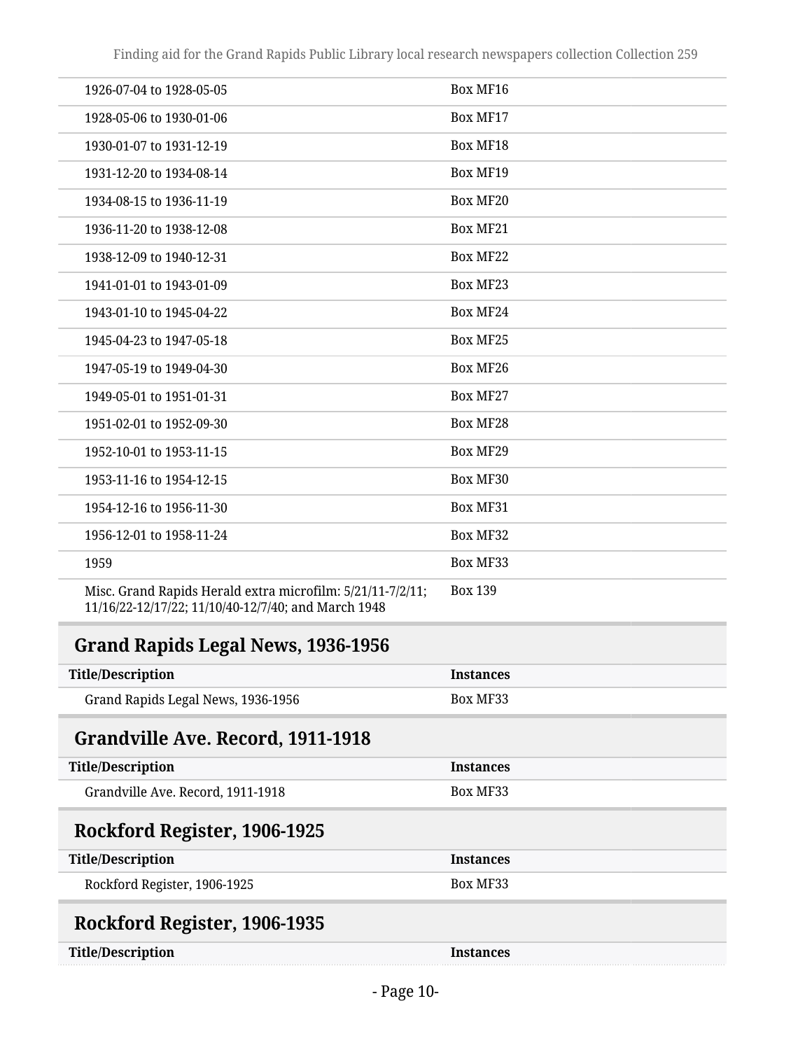| | |
|---|---|
| 1926-07-04 to 1928-05-05 | Box MF16 |
| 1928-05-06 to 1930-01-06 | Box MF17 |
| 1930-01-07 to 1931-12-19 | Box MF18 |
| 1931-12-20 to 1934-08-14 | Box MF19 |
| 1934-08-15 to 1936-11-19 | Box MF20 |
| 1936-11-20 to 1938-12-08 | Box MF21 |
| 1938-12-09 to 1940-12-31 | Box MF22 |
| 1941-01-01 to 1943-01-09 | Box MF23 |
| 1943-01-10 to 1945-04-22 | Box MF24 |
| 1945-04-23 to 1947-05-18 | Box MF25 |
| 1947-05-19 to 1949-04-30 | Box MF26 |
| 1949-05-01 to 1951-01-31 | Box MF27 |
| 1951-02-01 to 1952-09-30 | Box MF28 |
| 1952-10-01 to 1953-11-15 | Box MF29 |
| 1953-11-16 to 1954-12-15 | Box MF30 |
| 1954-12-16 to 1956-11-30 | Box MF31 |
| 1956-12-01 to 1958-11-24 | Box MF32 |
| 1959 | Box MF33 |
| Misc. Grand Rapids Herald extra microfilm: 5/21/11-7/2/11; 11/16/22-12/17/22; 11/10/40-12/7/40; and March 1948 | Box 139 |

## Grand Rapids Legal News, 1936-1956

| Title/Description | Instances |
|---|---|
| Grand Rapids Legal News, 1936-1956 | Box MF33 |

## Grandville Ave. Record, 1911-1918

| Title/Description | Instances |
|---|---|
| Grandville Ave. Record, 1911-1918 | Box MF33 |

## Rockford Register, 1906-1925

| Title/Description | Instances |
|---|---|
| Rockford Register, 1906-1925 | Box MF33 |

## Rockford Register, 1906-1935

| Title/Description | Instances |
|---|---|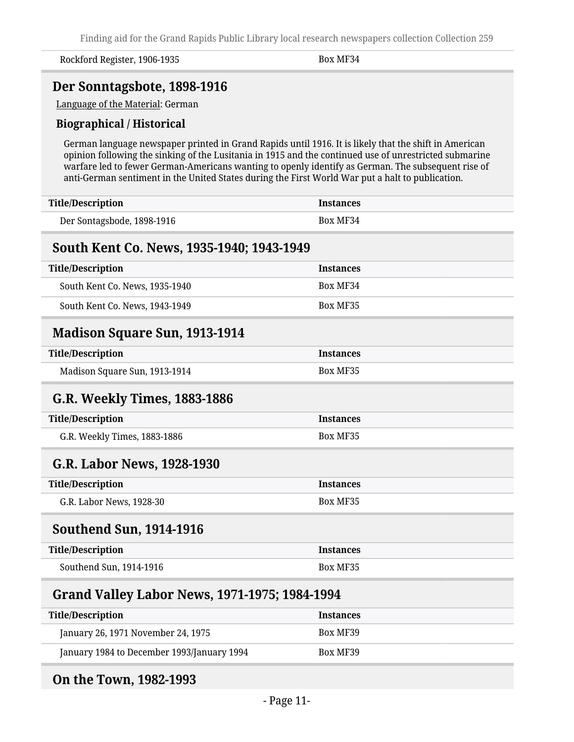| Rockford Register, 1906-1935 | Box MF34 |
|---|---|

## Der Sonntagsbote, 1898-1916

Language of the Material: German

### Biographical / Historical

German language newspaper printed in Grand Rapids until 1916. It is likely that the shift in American opinion following the sinking of the Lusitania in 1915 and the continued use of unrestricted submarine warfare led to fewer German-Americans wanting to openly identify as German. The subsequent rise of anti-German sentiment in the United States during the First World War put a halt to publication.

| Title/Description | Instances |
|---|---|
| Der Sontagsbode, 1898-1916 | Box MF34 |

## South Kent Co. News, 1935-1940; 1943-1949

| Title/Description | Instances |
|---|---|
| South Kent Co. News, 1935-1940 | Box MF34 |
| South Kent Co. News, 1943-1949 | Box MF35 |

## Madison Square Sun, 1913-1914

| Title/Description | Instances |
|---|---|
| Madison Square Sun, 1913-1914 | Box MF35 |

## G.R. Weekly Times, 1883-1886

| Title/Description | Instances |
|---|---|
| G.R. Weekly Times, 1883-1886 | Box MF35 |

## G.R. Labor News, 1928-1930

| Title/Description | Instances |
|---|---|
| G.R. Labor News, 1928-30 | Box MF35 |

## Southend Sun, 1914-1916

| Title/Description | Instances |
|---|---|
| Southend Sun, 1914-1916 | Box MF35 |

## Grand Valley Labor News, 1971-1975; 1984-1994

| Title/Description | Instances |
|---|---|
| January 26, 1971 November 24, 1975 | Box MF39 |
| January 1984 to December 1993/January 1994 | Box MF39 |

## On the Town, 1982-1993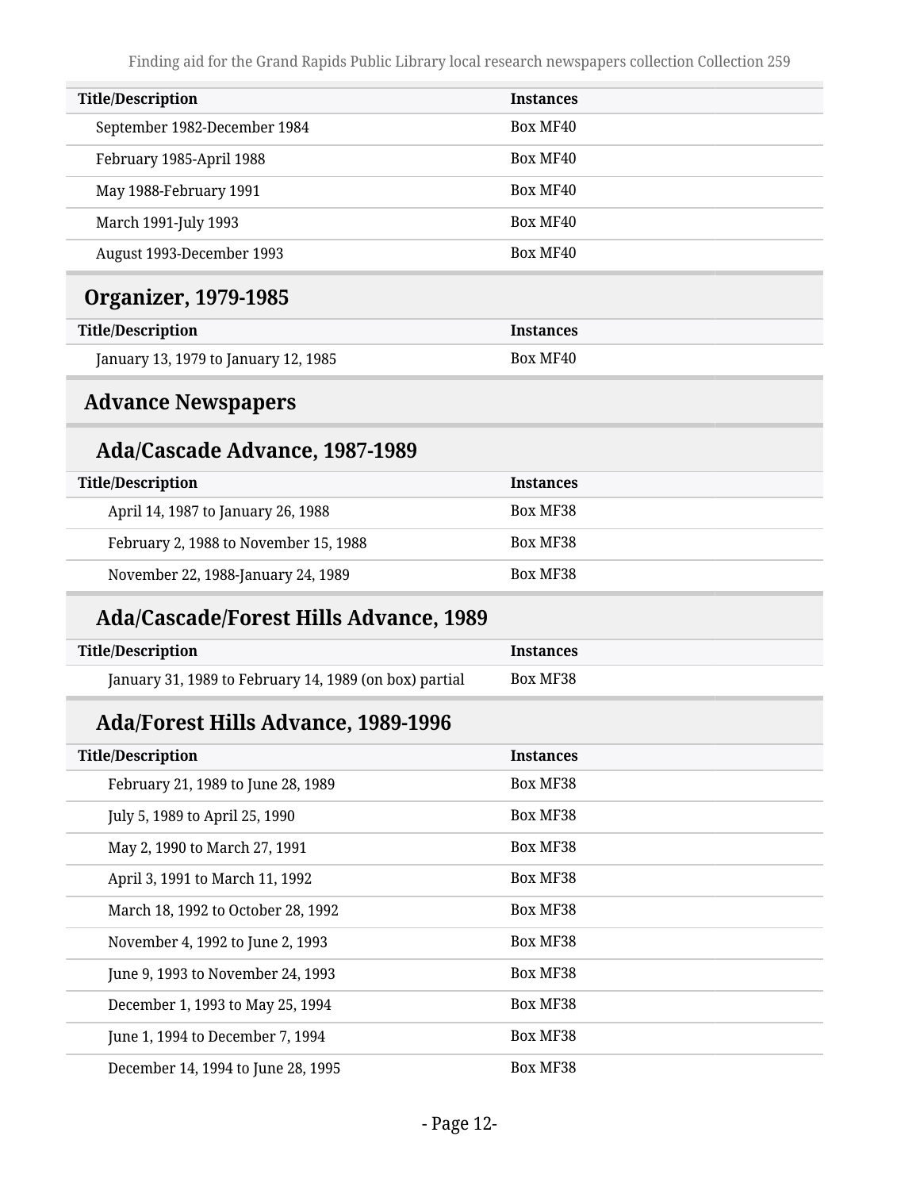| Title/Description | Instances |
|---|---|
| September 1982-December 1984 | Box MF40 |
| February 1985-April 1988 | Box MF40 |
| May 1988-February 1991 | Box MF40 |
| March 1991-July 1993 | Box MF40 |
| August 1993-December 1993 | Box MF40 |

## Organizer, 1979-1985

| Title/Description | Instances |
|---|---|
| January 13, 1979 to January 12, 1985 | Box MF40 |

## Advance Newspapers

### Ada/Cascade Advance, 1987-1989

| Title/Description | Instances |
|---|---|
| April 14, 1987 to January 26, 1988 | Box MF38 |
| February 2, 1988 to November 15, 1988 | Box MF38 |
| November 22, 1988-January 24, 1989 | Box MF38 |

### Ada/Cascade/Forest Hills Advance, 1989

| Title/Description | Instances |
|---|---|
| January 31, 1989 to February 14, 1989 (on box) partial | Box MF38 |

### Ada/Forest Hills Advance, 1989-1996

| Title/Description | Instances |
|---|---|
| February 21, 1989 to June 28, 1989 | Box MF38 |
| July 5, 1989 to April 25, 1990 | Box MF38 |
| May 2, 1990 to March 27, 1991 | Box MF38 |
| April 3, 1991 to March 11, 1992 | Box MF38 |
| March 18, 1992 to October 28, 1992 | Box MF38 |
| November 4, 1992 to June 2, 1993 | Box MF38 |
| June 9, 1993 to November 24, 1993 | Box MF38 |
| December 1, 1993 to May 25, 1994 | Box MF38 |
| June 1, 1994 to December 7, 1994 | Box MF38 |
| December 14, 1994 to June 28, 1995 | Box MF38 |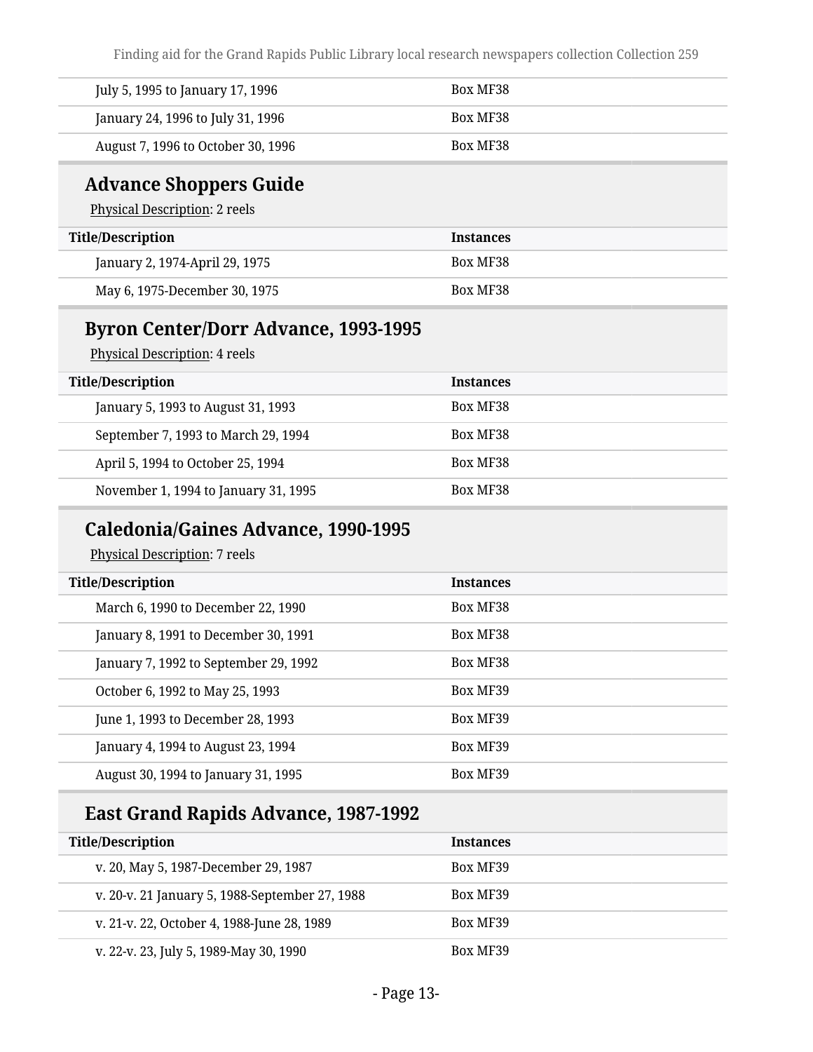| Title/Description | Instances |
|---|---|
| July 5, 1995 to January 17, 1996 | Box MF38 |
| January 24, 1996 to July 31, 1996 | Box MF38 |
| August 7, 1996 to October 30, 1996 | Box MF38 |

### Advance Shoppers Guide

Physical Description: 2 reels

| Title/Description | Instances |
|---|---|
| January 2, 1974-April 29, 1975 | Box MF38 |
| May 6, 1975-December 30, 1975 | Box MF38 |

### Byron Center/Dorr Advance, 1993-1995

Physical Description: 4 reels

| Title/Description | Instances |
|---|---|
| January 5, 1993 to August 31, 1993 | Box MF38 |
| September 7, 1993 to March 29, 1994 | Box MF38 |
| April 5, 1994 to October 25, 1994 | Box MF38 |
| November 1, 1994 to January 31, 1995 | Box MF38 |

### Caledonia/Gaines Advance, 1990-1995

Physical Description: 7 reels

| Title/Description | Instances |
|---|---|
| March 6, 1990 to December 22, 1990 | Box MF38 |
| January 8, 1991 to December 30, 1991 | Box MF38 |
| January 7, 1992 to September 29, 1992 | Box MF38 |
| October 6, 1992 to May 25, 1993 | Box MF39 |
| June 1, 1993 to December 28, 1993 | Box MF39 |
| January 4, 1994 to August 23, 1994 | Box MF39 |
| August 30, 1994 to January 31, 1995 | Box MF39 |

### East Grand Rapids Advance, 1987-1992

| Title/Description | Instances |
|---|---|
| v. 20, May 5, 1987-December 29, 1987 | Box MF39 |
| v. 20-v. 21 January 5, 1988-September 27, 1988 | Box MF39 |
| v. 21-v. 22, October 4, 1988-June 28, 1989 | Box MF39 |
| v. 22-v. 23, July 5, 1989-May 30, 1990 | Box MF39 |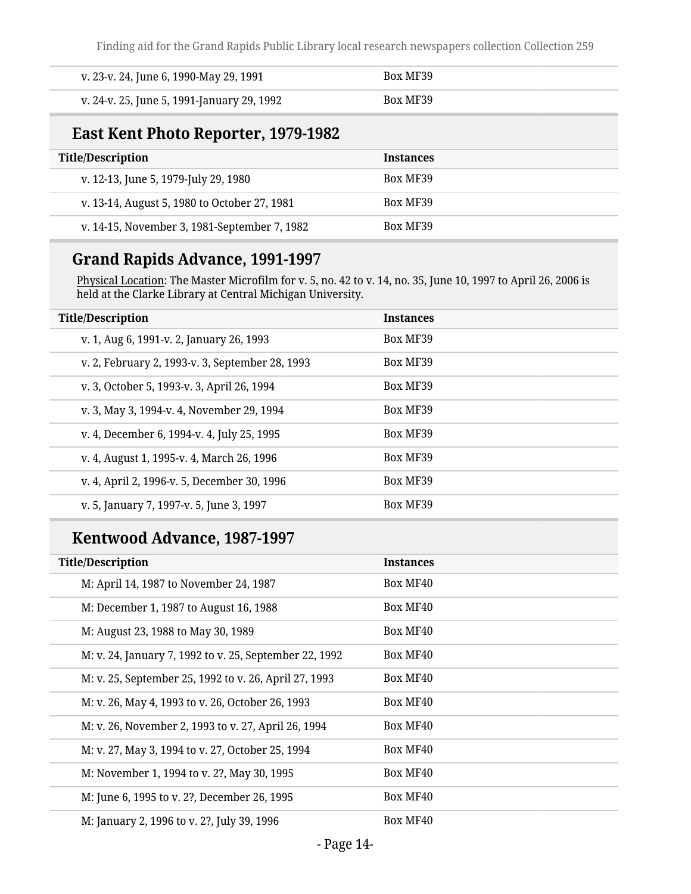| Title/Description | Instances |
| --- | --- |
| v. 23-v. 24, June 6, 1990-May 29, 1991 | Box MF39 |
| v. 24-v. 25, June 5, 1991-January 29, 1992 | Box MF39 |

## East Kent Photo Reporter, 1979-1982

| Title/Description | Instances |
| --- | --- |
| v. 12-13, June 5, 1979-July 29, 1980 | Box MF39 |
| v. 13-14, August 5, 1980 to October 27, 1981 | Box MF39 |
| v. 14-15, November 3, 1981-September 7, 1982 | Box MF39 |

## Grand Rapids Advance, 1991-1997

Physical Location: The Master Microfilm for v. 5, no. 42 to v. 14, no. 35, June 10, 1997 to April 26, 2006 is held at the Clarke Library at Central Michigan University.

| Title/Description | Instances |
| --- | --- |
| v. 1, Aug 6, 1991-v. 2, January 26, 1993 | Box MF39 |
| v. 2, February 2, 1993-v. 3, September 28, 1993 | Box MF39 |
| v. 3, October 5, 1993-v. 3, April 26, 1994 | Box MF39 |
| v. 3, May 3, 1994-v. 4, November 29, 1994 | Box MF39 |
| v. 4, December 6, 1994-v. 4, July 25, 1995 | Box MF39 |
| v. 4, August 1, 1995-v. 4, March 26, 1996 | Box MF39 |
| v. 4, April 2, 1996-v. 5, December 30, 1996 | Box MF39 |
| v. 5, January 7, 1997-v. 5, June 3, 1997 | Box MF39 |

## Kentwood Advance, 1987-1997

| Title/Description | Instances |
| --- | --- |
| M: April 14, 1987 to November 24, 1987 | Box MF40 |
| M: December 1, 1987 to August 16, 1988 | Box MF40 |
| M: August 23, 1988 to May 30, 1989 | Box MF40 |
| M: v. 24, January 7, 1992 to v. 25, September 22, 1992 | Box MF40 |
| M: v. 25, September 25, 1992 to v. 26, April 27, 1993 | Box MF40 |
| M: v. 26, May 4, 1993 to v. 26, October 26, 1993 | Box MF40 |
| M: v. 26, November 2, 1993 to v. 27, April 26, 1994 | Box MF40 |
| M: v. 27, May 3, 1994 to v. 27, October 25, 1994 | Box MF40 |
| M: November 1, 1994 to v. 2?, May 30, 1995 | Box MF40 |
| M: June 6, 1995 to v. 2?, December 26, 1995 | Box MF40 |
| M: January 2, 1996 to v. 2?, July 39, 1996 | Box MF40 |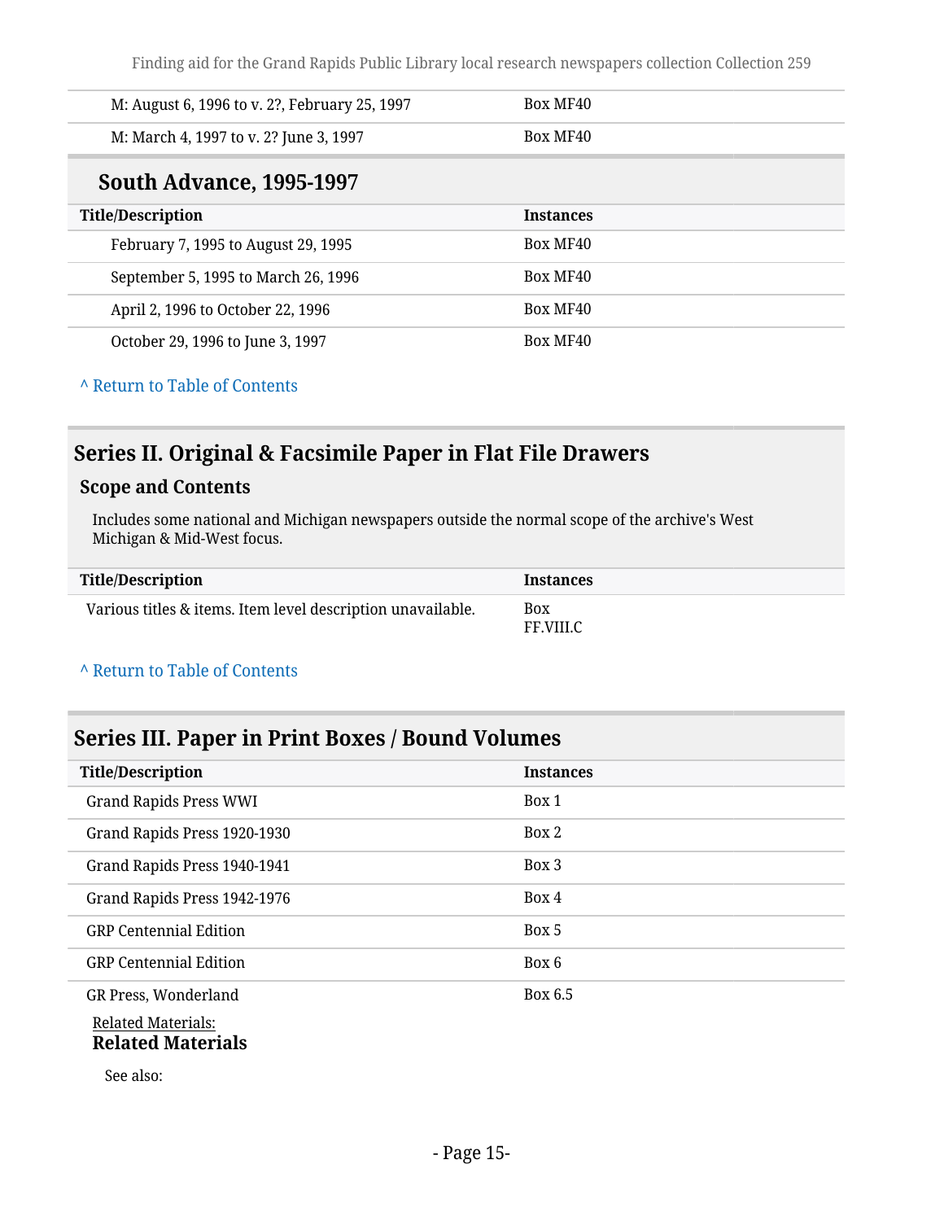| Title/Description | Instances |
|---|---|
| M: August 6, 1996 to v. 2?, February 25, 1997 | Box MF40 |
| M: March 4, 1997 to v. 2? June 3, 1997 | Box MF40 |

### South Advance, 1995-1997

| Title/Description | Instances |
|---|---|
| February 7, 1995 to August 29, 1995 | Box MF40 |
| September 5, 1995 to March 26, 1996 | Box MF40 |
| April 2, 1996 to October 22, 1996 | Box MF40 |
| October 29, 1996 to June 3, 1997 | Box MF40 |

^ Return to Table of Contents

## Series II. Original & Facsimile Paper in Flat File Drawers

### Scope and Contents

Includes some national and Michigan newspapers outside the normal scope of the archive's West Michigan & Mid-West focus.

| Title/Description | Instances |
|---|---|
| Various titles & items. Item level description unavailable. | Box FF.VIII.C |

^ Return to Table of Contents

## Series III. Paper in Print Boxes / Bound Volumes

| Title/Description | Instances |
|---|---|
| Grand Rapids Press WWI | Box 1 |
| Grand Rapids Press 1920-1930 | Box 2 |
| Grand Rapids Press 1940-1941 | Box 3 |
| Grand Rapids Press 1942-1976 | Box 4 |
| GRP Centennial Edition | Box 5 |
| GRP Centennial Edition | Box 6 |
| GR Press, Wonderland | Box 6.5 |

Related Materials:

**Related Materials**

See also: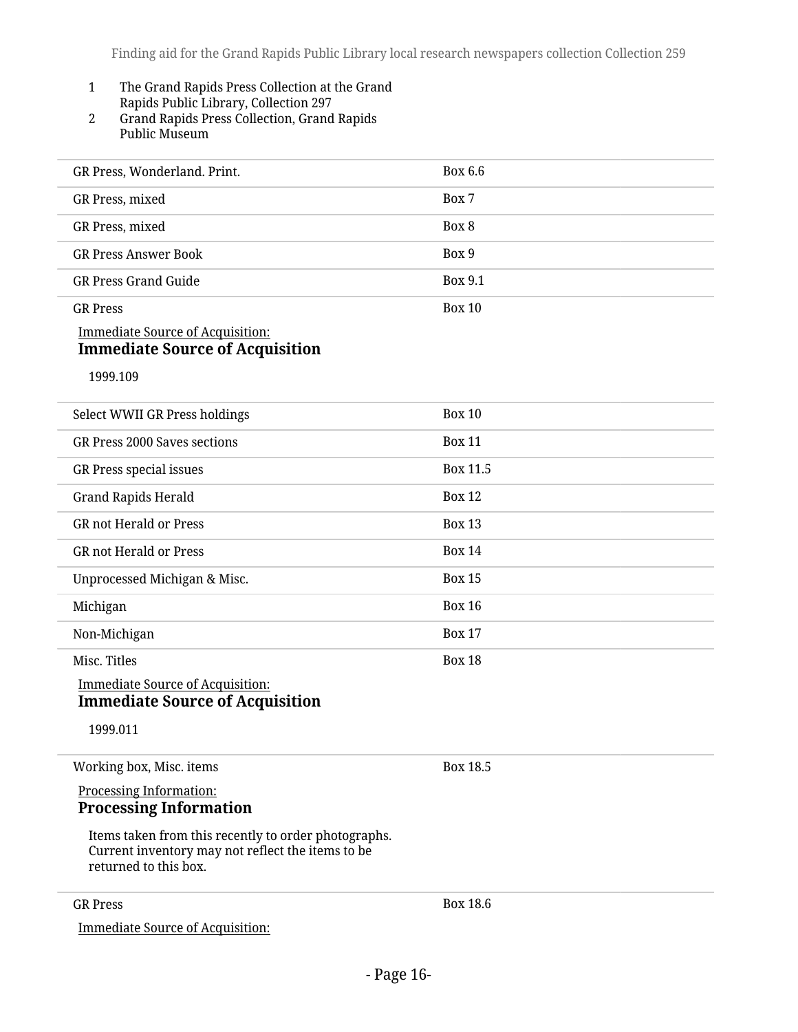1. The Grand Rapids Press Collection at the Grand Rapids Public Library, Collection 297
2. Grand Rapids Press Collection, Grand Rapids Public Museum

| | |
|---|---|
| GR Press, Wonderland. Print. | Box 6.6 |
| GR Press, mixed | Box 7 |
| GR Press, mixed | Box 8 |
| GR Press Answer Book | Box 9 |
| GR Press Grand Guide | Box 9.1 |
| GR Press | Box 10 |

Immediate Source of Acquisition:

**Immediate Source of Acquisition**

1999.109

| | |
|---|---|
| Select WWII GR Press holdings | Box 10 |
| GR Press 2000 Saves sections | Box 11 |
| GR Press special issues | Box 11.5 |
| Grand Rapids Herald | Box 12 |
| GR not Herald or Press | Box 13 |
| GR not Herald or Press | Box 14 |
| Unprocessed Michigan & Misc. | Box 15 |
| Michigan | Box 16 |
| Non-Michigan | Box 17 |
| Misc. Titles | Box 18 |

Immediate Source of Acquisition:

**Immediate Source of Acquisition**

1999.011

| | |
|---|---|
| Working box, Misc. items | Box 18.5 |

Processing Information:

**Processing Information**

Items taken from this recently to order photographs. Current inventory may not reflect the items to be returned to this box.

| | |
|---|---|
| GR Press | Box 18.6 |

Immediate Source of Acquisition: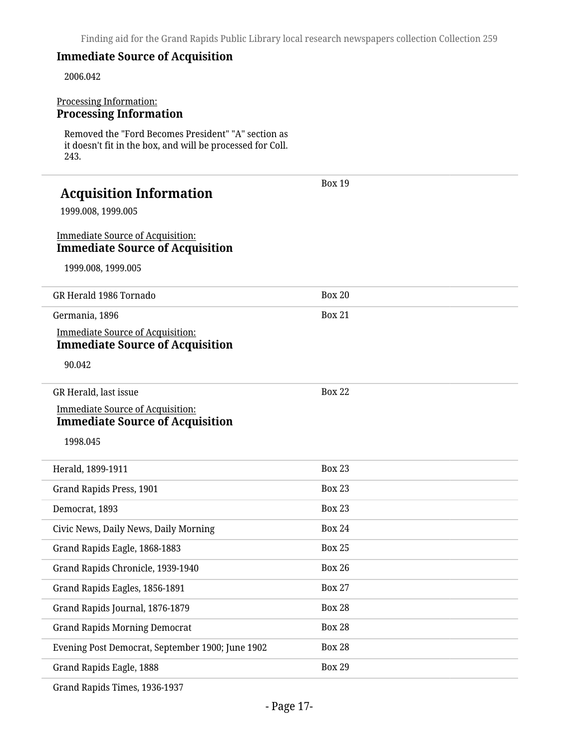**Immediate Source of Acquisition**

2006.042

Processing Information:

**Processing Information**

Removed the "Ford Becomes President" "A" section as it doesn't fit in the box, and will be processed for Coll. 243.

---

## Acquisition Information

Box 19

1999.008, 1999.005

Immediate Source of Acquisition:

**Immediate Source of Acquisition**

1999.008, 1999.005

---

GR Herald 1986 Tornado — Box 20

---

Germania, 1896 — Box 21

Immediate Source of Acquisition:

**Immediate Source of Acquisition**

90.042

---

GR Herald, last issue — Box 22

Immediate Source of Acquisition:

**Immediate Source of Acquisition**

1998.045

---

| Title | Box |
| --- | --- |
| Herald, 1899-1911 | Box 23 |
| Grand Rapids Press, 1901 | Box 23 |
| Democrat, 1893 | Box 23 |
| Civic News, Daily News, Daily Morning | Box 24 |
| Grand Rapids Eagle, 1868-1883 | Box 25 |
| Grand Rapids Chronicle, 1939-1940 | Box 26 |
| Grand Rapids Eagles, 1856-1891 | Box 27 |
| Grand Rapids Journal, 1876-1879 | Box 28 |
| Grand Rapids Morning Democrat | Box 28 |
| Evening Post Democrat, September 1900; June 1902 | Box 28 |
| Grand Rapids Eagle, 1888 | Box 29 |
| Grand Rapids Times, 1936-1937 | |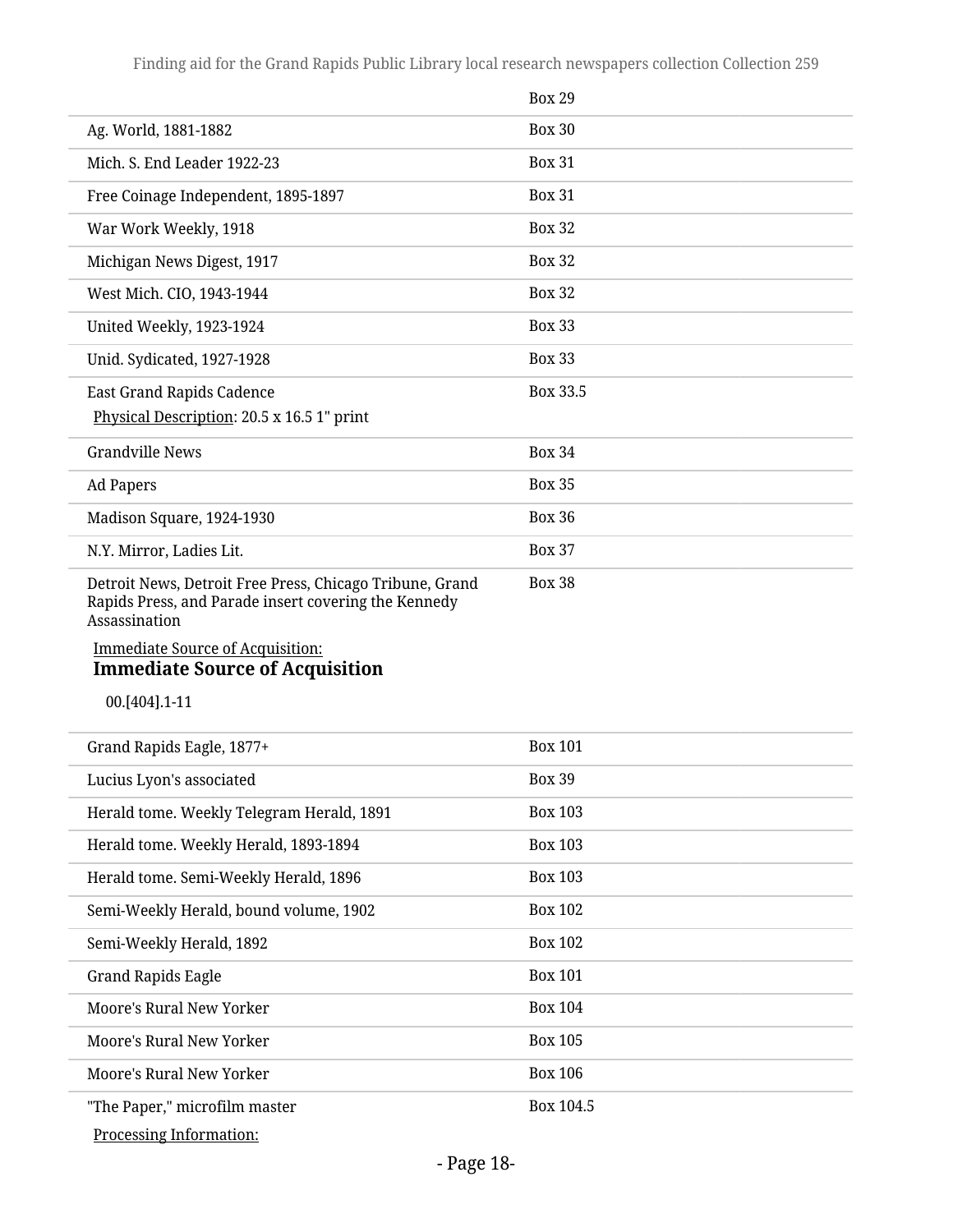| | Box 29 |
|---|---|
| Ag. World, 1881-1882 | Box 30 |
| Mich. S. End Leader 1922-23 | Box 31 |
| Free Coinage Independent, 1895-1897 | Box 31 |
| War Work Weekly, 1918 | Box 32 |
| Michigan News Digest, 1917 | Box 32 |
| West Mich. CIO, 1943-1944 | Box 32 |
| United Weekly, 1923-1924 | Box 33 |
| Unid. Sydicated, 1927-1928 | Box 33 |
| East Grand Rapids Cadence<br>Physical Description: 20.5 x 16.5 1" print | Box 33.5 |
| Grandville News | Box 34 |
| Ad Papers | Box 35 |
| Madison Square, 1924-1930 | Box 36 |
| N.Y. Mirror, Ladies Lit. | Box 37 |
| Detroit News, Detroit Free Press, Chicago Tribune, Grand Rapids Press, and Parade insert covering the Kennedy Assassination<br>Immediate Source of Acquisition:<br>**Immediate Source of Acquisition**<br>00.[404].1-11 | Box 38 |
| Grand Rapids Eagle, 1877+ | Box 101 |
| Lucius Lyon's associated | Box 39 |
| Herald tome. Weekly Telegram Herald, 1891 | Box 103 |
| Herald tome. Weekly Herald, 1893-1894 | Box 103 |
| Herald tome. Semi-Weekly Herald, 1896 | Box 103 |
| Semi-Weekly Herald, bound volume, 1902 | Box 102 |
| Semi-Weekly Herald, 1892 | Box 102 |
| Grand Rapids Eagle | Box 101 |
| Moore's Rural New Yorker | Box 104 |
| Moore's Rural New Yorker | Box 105 |
| Moore's Rural New Yorker | Box 106 |
| "The Paper," microfilm master<br>Processing Information: | Box 104.5 |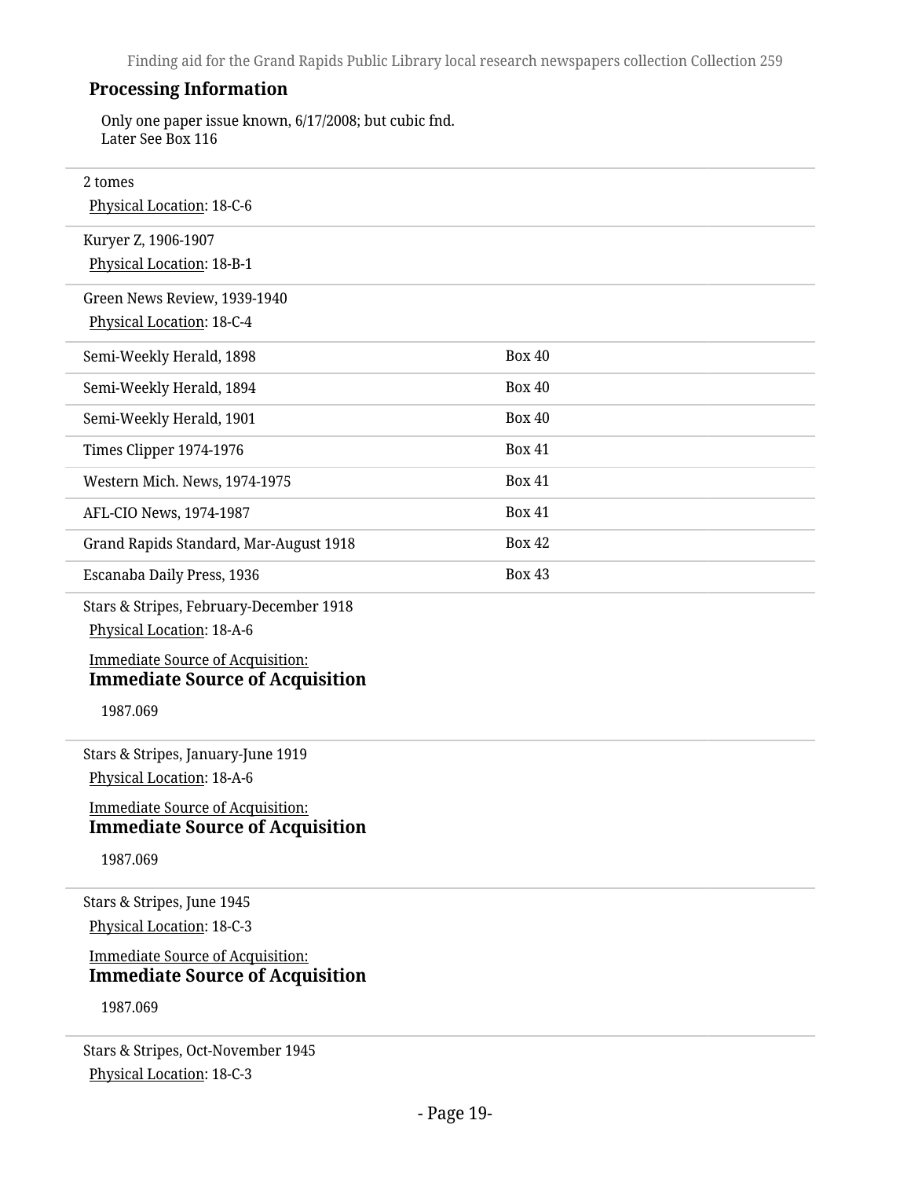### Processing Information

Only one paper issue known, 6/17/2008; but cubic fnd.
Later See Box 116

2 tomes
Physical Location: 18-C-6

Kuryer Z, 1906-1907
Physical Location: 18-B-1

Green News Review, 1939-1940
Physical Location: 18-C-4

| | |
|---|---|
| Semi-Weekly Herald, 1898 | Box 40 |
| Semi-Weekly Herald, 1894 | Box 40 |
| Semi-Weekly Herald, 1901 | Box 40 |
| Times Clipper 1974-1976 | Box 41 |
| Western Mich. News, 1974-1975 | Box 41 |
| AFL-CIO News, 1974-1987 | Box 41 |
| Grand Rapids Standard, Mar-August 1918 | Box 42 |
| Escanaba Daily Press, 1936 | Box 43 |

Stars & Stripes, February-December 1918
Physical Location: 18-A-6

Immediate Source of Acquisition:
### Immediate Source of Acquisition

1987.069

Stars & Stripes, January-June 1919
Physical Location: 18-A-6

Immediate Source of Acquisition:
### Immediate Source of Acquisition

1987.069

Stars & Stripes, June 1945
Physical Location: 18-C-3

Immediate Source of Acquisition:
### Immediate Source of Acquisition

1987.069

Stars & Stripes, Oct-November 1945
Physical Location: 18-C-3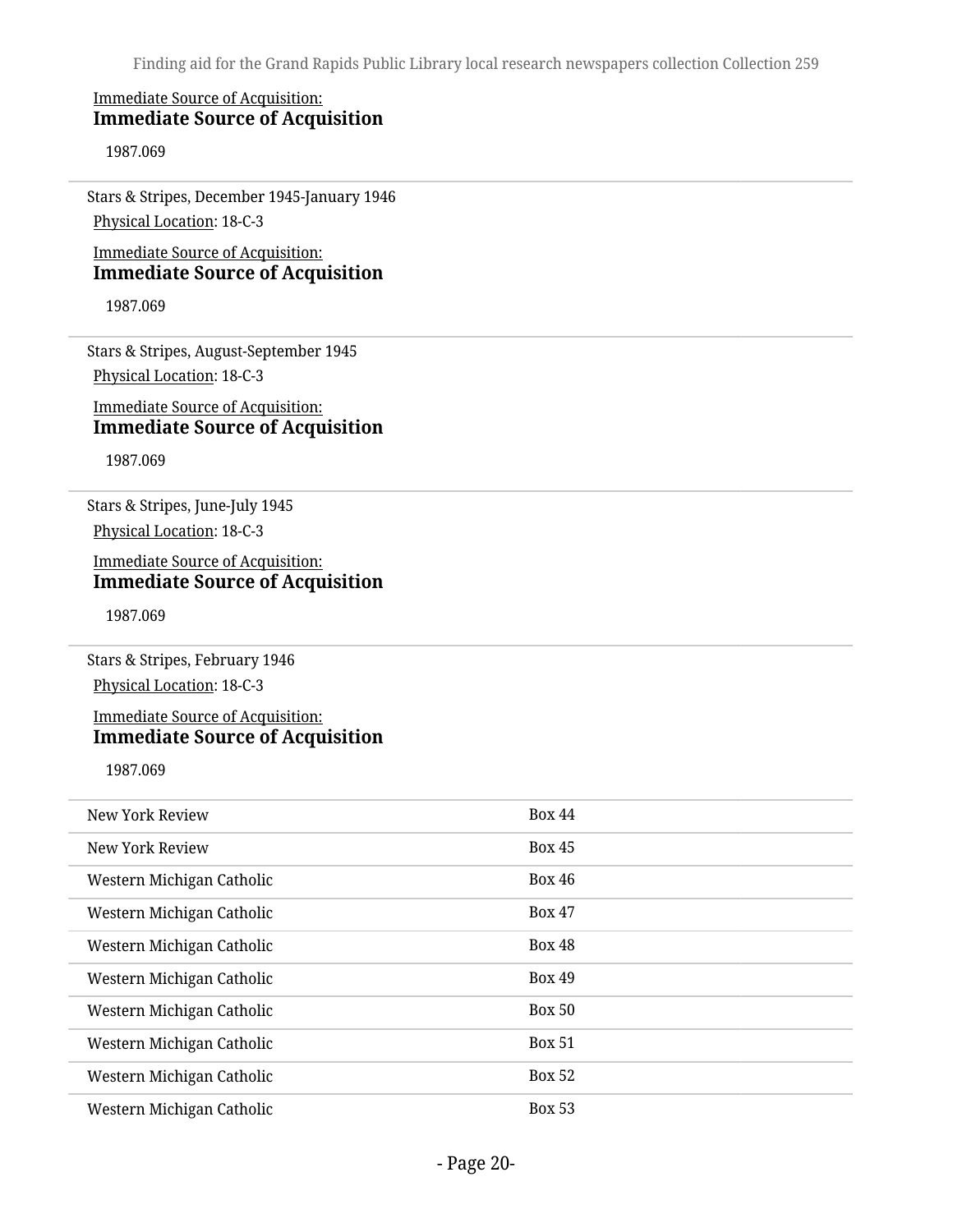Immediate Source of Acquisition:
**Immediate Source of Acquisition**

1987.069

---

Stars & Stripes, December 1945-January 1946

Physical Location: 18-C-3

Immediate Source of Acquisition:
**Immediate Source of Acquisition**

1987.069

---

Stars & Stripes, August-September 1945

Physical Location: 18-C-3

Immediate Source of Acquisition:
**Immediate Source of Acquisition**

1987.069

---

Stars & Stripes, June-July 1945

Physical Location: 18-C-3

Immediate Source of Acquisition:
**Immediate Source of Acquisition**

1987.069

---

Stars & Stripes, February 1946

Physical Location: 18-C-3

Immediate Source of Acquisition:
**Immediate Source of Acquisition**

1987.069

| | |
|---|---|
| New York Review | Box 44 |
| New York Review | Box 45 |
| Western Michigan Catholic | Box 46 |
| Western Michigan Catholic | Box 47 |
| Western Michigan Catholic | Box 48 |
| Western Michigan Catholic | Box 49 |
| Western Michigan Catholic | Box 50 |
| Western Michigan Catholic | Box 51 |
| Western Michigan Catholic | Box 52 |
| Western Michigan Catholic | Box 53 |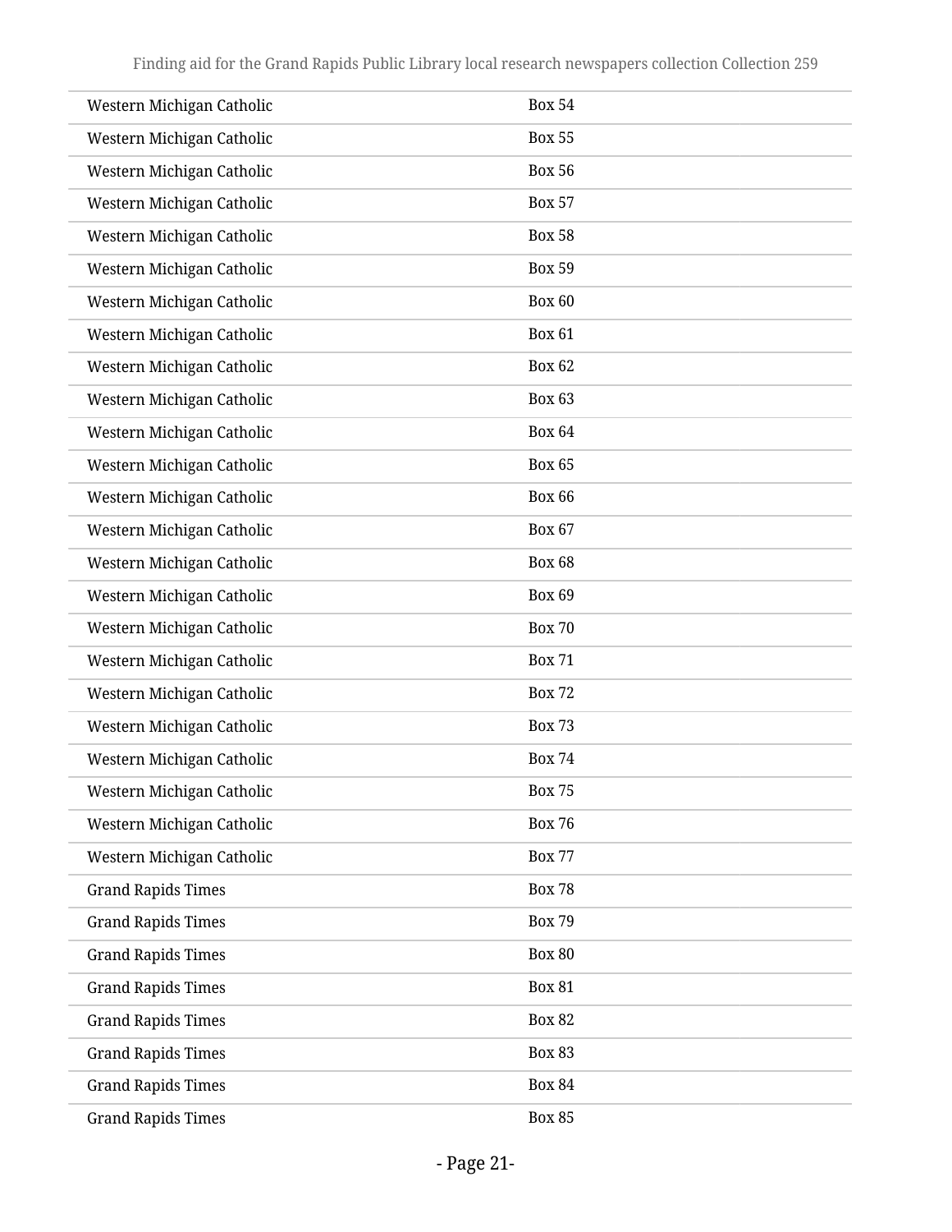| | |
|---|---|
| Western Michigan Catholic | Box 54 |
| Western Michigan Catholic | Box 55 |
| Western Michigan Catholic | Box 56 |
| Western Michigan Catholic | Box 57 |
| Western Michigan Catholic | Box 58 |
| Western Michigan Catholic | Box 59 |
| Western Michigan Catholic | Box 60 |
| Western Michigan Catholic | Box 61 |
| Western Michigan Catholic | Box 62 |
| Western Michigan Catholic | Box 63 |
| Western Michigan Catholic | Box 64 |
| Western Michigan Catholic | Box 65 |
| Western Michigan Catholic | Box 66 |
| Western Michigan Catholic | Box 67 |
| Western Michigan Catholic | Box 68 |
| Western Michigan Catholic | Box 69 |
| Western Michigan Catholic | Box 70 |
| Western Michigan Catholic | Box 71 |
| Western Michigan Catholic | Box 72 |
| Western Michigan Catholic | Box 73 |
| Western Michigan Catholic | Box 74 |
| Western Michigan Catholic | Box 75 |
| Western Michigan Catholic | Box 76 |
| Western Michigan Catholic | Box 77 |
| Grand Rapids Times | Box 78 |
| Grand Rapids Times | Box 79 |
| Grand Rapids Times | Box 80 |
| Grand Rapids Times | Box 81 |
| Grand Rapids Times | Box 82 |
| Grand Rapids Times | Box 83 |
| Grand Rapids Times | Box 84 |
| Grand Rapids Times | Box 85 |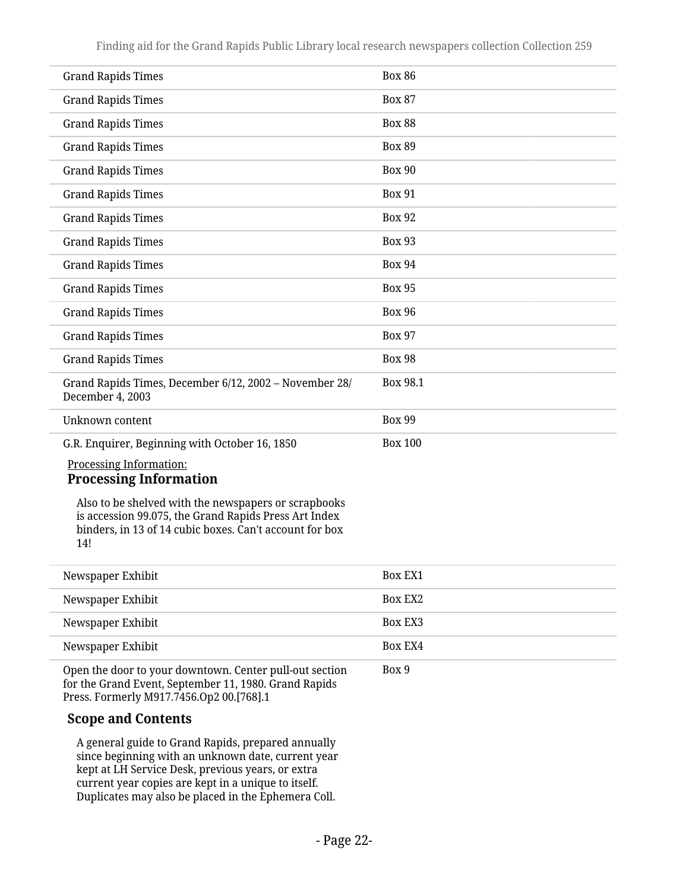| | |
|---|---|
| Grand Rapids Times | Box 86 |
| Grand Rapids Times | Box 87 |
| Grand Rapids Times | Box 88 |
| Grand Rapids Times | Box 89 |
| Grand Rapids Times | Box 90 |
| Grand Rapids Times | Box 91 |
| Grand Rapids Times | Box 92 |
| Grand Rapids Times | Box 93 |
| Grand Rapids Times | Box 94 |
| Grand Rapids Times | Box 95 |
| Grand Rapids Times | Box 96 |
| Grand Rapids Times | Box 97 |
| Grand Rapids Times | Box 98 |
| Grand Rapids Times, December 6/12, 2002 – November 28/ December 4, 2003 | Box 98.1 |
| Unknown content | Box 99 |
| G.R. Enquirer, Beginning with October 16, 1850 | Box 100 |

Processing Information:

### Processing Information

Also to be shelved with the newspapers or scrapbooks is accession 99.075, the Grand Rapids Press Art Index binders, in 13 of 14 cubic boxes. Can't account for box 14!

| | |
|---|---|
| Newspaper Exhibit | Box EX1 |
| Newspaper Exhibit | Box EX2 |
| Newspaper Exhibit | Box EX3 |
| Newspaper Exhibit | Box EX4 |
| Open the door to your downtown. Center pull-out section for the Grand Event, September 11, 1980. Grand Rapids Press. Formerly M917.7456.Op2 00.[768].1 | Box 9 |

### Scope and Contents

A general guide to Grand Rapids, prepared annually since beginning with an unknown date, current year kept at LH Service Desk, previous years, or extra current year copies are kept in a unique to itself. Duplicates may also be placed in the Ephemera Coll.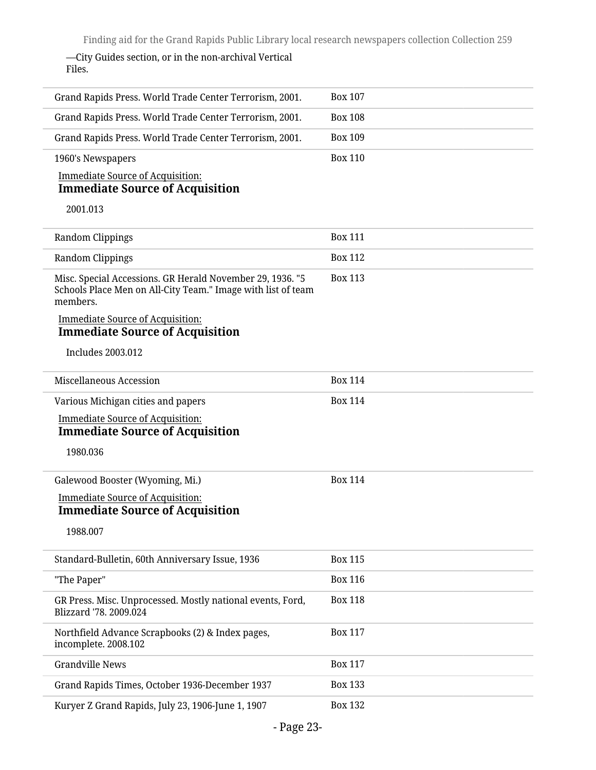—City Guides section, or in the non-archival Vertical Files.

| | |
|---|---|
| Grand Rapids Press. World Trade Center Terrorism, 2001. | Box 107 |
| Grand Rapids Press. World Trade Center Terrorism, 2001. | Box 108 |
| Grand Rapids Press. World Trade Center Terrorism, 2001. | Box 109 |
| 1960's Newspapers<br><br>Immediate Source of Acquisition:<br>**Immediate Source of Acquisition**<br><br>2001.013 | Box 110 |
| Random Clippings | Box 111 |
| Random Clippings | Box 112 |
| Misc. Special Accessions. GR Herald November 29, 1936. "5 Schools Place Men on All-City Team." Image with list of team members.<br><br>Immediate Source of Acquisition:<br>**Immediate Source of Acquisition**<br><br>Includes 2003.012 | Box 113 |
| Miscellaneous Accession | Box 114 |
| Various Michigan cities and papers<br><br>Immediate Source of Acquisition:<br>**Immediate Source of Acquisition**<br><br>1980.036 | Box 114 |
| Galewood Booster (Wyoming, Mi.)<br><br>Immediate Source of Acquisition:<br>**Immediate Source of Acquisition**<br><br>1988.007 | Box 114 |
| Standard-Bulletin, 60th Anniversary Issue, 1936 | Box 115 |
| "The Paper" | Box 116 |
| GR Press. Misc. Unprocessed. Mostly national events, Ford, Blizzard '78. 2009.024 | Box 118 |
| Northfield Advance Scrapbooks (2) & Index pages, incomplete. 2008.102 | Box 117 |
| Grandville News | Box 117 |
| Grand Rapids Times, October 1936-December 1937 | Box 133 |
| Kuryer Z Grand Rapids, July 23, 1906-June 1, 1907 | Box 132 |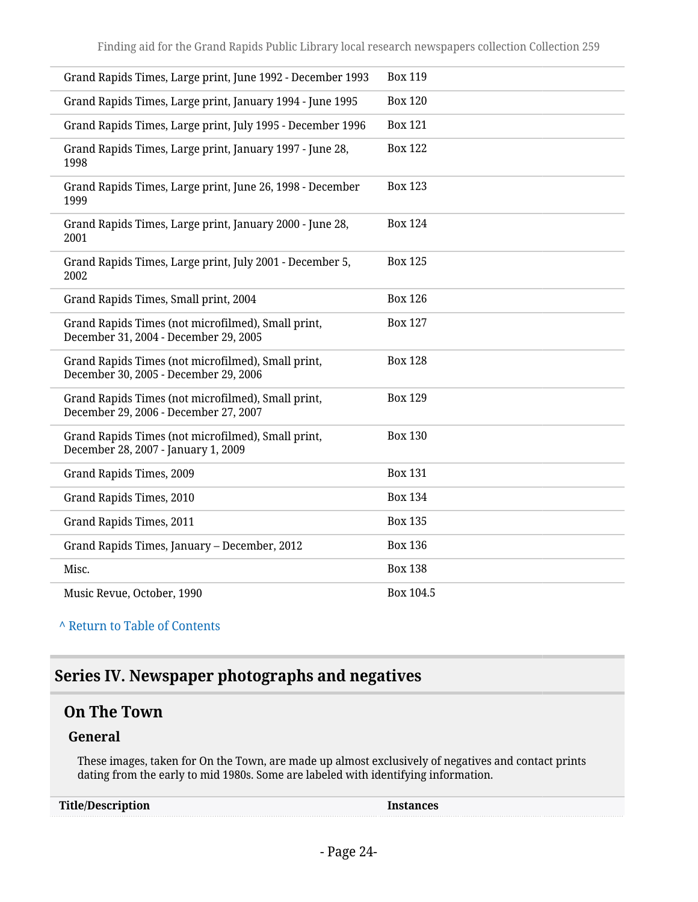| | |
|---|---|
| Grand Rapids Times, Large print, June 1992 - December 1993 | Box 119 |
| Grand Rapids Times, Large print, January 1994 - June 1995 | Box 120 |
| Grand Rapids Times, Large print, July 1995 - December 1996 | Box 121 |
| Grand Rapids Times, Large print, January 1997 - June 28, 1998 | Box 122 |
| Grand Rapids Times, Large print, June 26, 1998 - December 1999 | Box 123 |
| Grand Rapids Times, Large print, January 2000 - June 28, 2001 | Box 124 |
| Grand Rapids Times, Large print, July 2001 - December 5, 2002 | Box 125 |
| Grand Rapids Times, Small print, 2004 | Box 126 |
| Grand Rapids Times (not microfilmed), Small print, December 31, 2004 - December 29, 2005 | Box 127 |
| Grand Rapids Times (not microfilmed), Small print, December 30, 2005 - December 29, 2006 | Box 128 |
| Grand Rapids Times (not microfilmed), Small print, December 29, 2006 - December 27, 2007 | Box 129 |
| Grand Rapids Times (not microfilmed), Small print, December 28, 2007 - January 1, 2009 | Box 130 |
| Grand Rapids Times, 2009 | Box 131 |
| Grand Rapids Times, 2010 | Box 134 |
| Grand Rapids Times, 2011 | Box 135 |
| Grand Rapids Times, January – December, 2012 | Box 136 |
| Misc. | Box 138 |
| Music Revue, October, 1990 | Box 104.5 |

^ Return to Table of Contents

## Series IV. Newspaper photographs and negatives

### On The Town

#### General

These images, taken for On the Town, are made up almost exclusively of negatives and contact prints dating from the early to mid 1980s. Some are labeled with identifying information.

| Title/Description | Instances |
|---|---|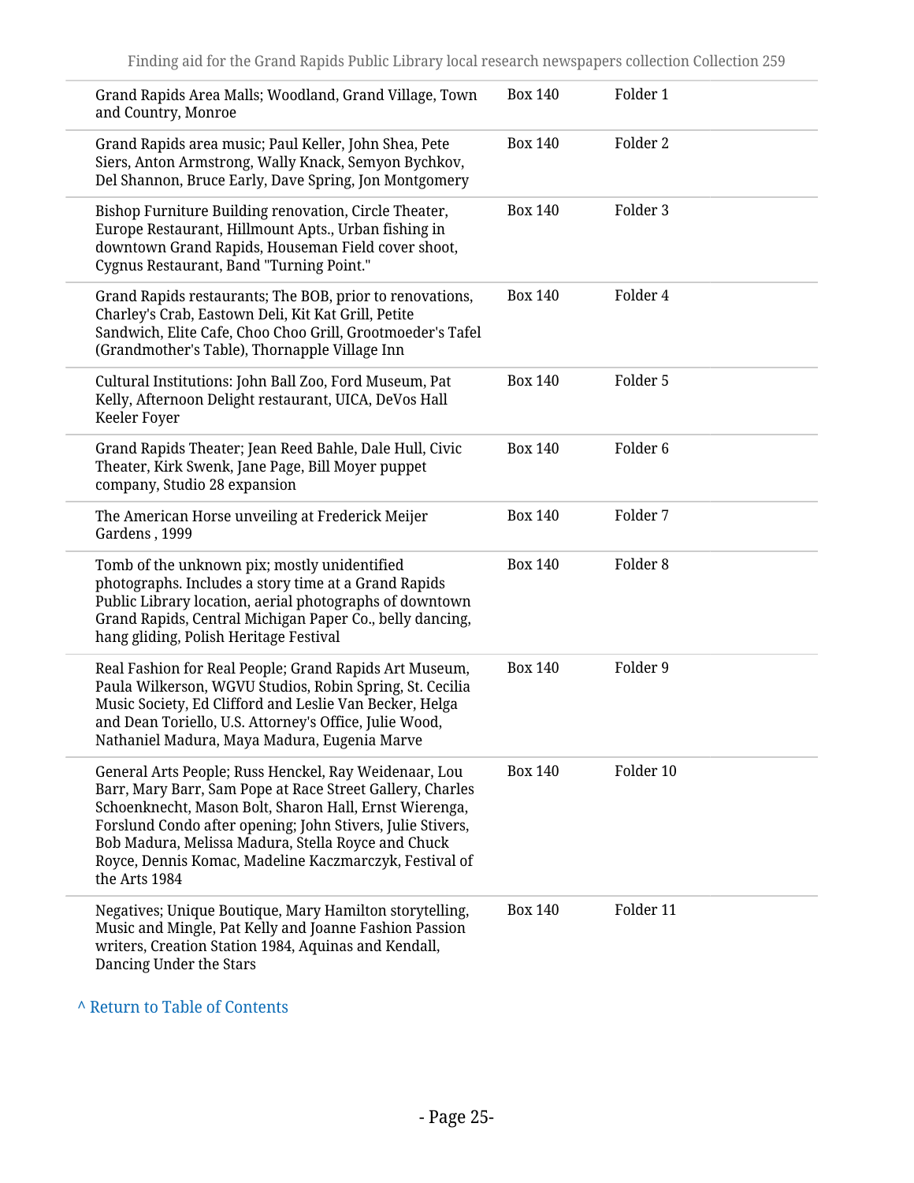| | | |
|---|---|---|
| Grand Rapids Area Malls; Woodland, Grand Village, Town and Country, Monroe | Box 140 | Folder 1 |
| Grand Rapids area music; Paul Keller, John Shea, Pete Siers, Anton Armstrong, Wally Knack, Semyon Bychkov, Del Shannon, Bruce Early, Dave Spring, Jon Montgomery | Box 140 | Folder 2 |
| Bishop Furniture Building renovation, Circle Theater, Europe Restaurant, Hillmount Apts., Urban fishing in downtown Grand Rapids, Houseman Field cover shoot, Cygnus Restaurant, Band "Turning Point." | Box 140 | Folder 3 |
| Grand Rapids restaurants; The BOB, prior to renovations, Charley's Crab, Eastown Deli, Kit Kat Grill, Petite Sandwich, Elite Cafe, Choo Choo Grill, Grootmoeder's Tafel (Grandmother's Table), Thornapple Village Inn | Box 140 | Folder 4 |
| Cultural Institutions: John Ball Zoo, Ford Museum, Pat Kelly, Afternoon Delight restaurant, UICA, DeVos Hall Keeler Foyer | Box 140 | Folder 5 |
| Grand Rapids Theater; Jean Reed Bahle, Dale Hull, Civic Theater, Kirk Swenk, Jane Page, Bill Moyer puppet company, Studio 28 expansion | Box 140 | Folder 6 |
| The American Horse unveiling at Frederick Meijer Gardens , 1999 | Box 140 | Folder 7 |
| Tomb of the unknown pix; mostly unidentified photographs. Includes a story time at a Grand Rapids Public Library location, aerial photographs of downtown Grand Rapids, Central Michigan Paper Co., belly dancing, hang gliding, Polish Heritage Festival | Box 140 | Folder 8 |
| Real Fashion for Real People; Grand Rapids Art Museum, Paula Wilkerson, WGVU Studios, Robin Spring, St. Cecilia Music Society, Ed Clifford and Leslie Van Becker, Helga and Dean Toriello, U.S. Attorney's Office, Julie Wood, Nathaniel Madura, Maya Madura, Eugenia Marve | Box 140 | Folder 9 |
| General Arts People; Russ Henckel, Ray Weidenaar, Lou Barr, Mary Barr, Sam Pope at Race Street Gallery, Charles Schoenknecht, Mason Bolt, Sharon Hall, Ernst Wierenga, Forslund Condo after opening; John Stivers, Julie Stivers, Bob Madura, Melissa Madura, Stella Royce and Chuck Royce, Dennis Komac, Madeline Kaczmarczyk, Festival of the Arts 1984 | Box 140 | Folder 10 |
| Negatives; Unique Boutique, Mary Hamilton storytelling, Music and Mingle, Pat Kelly and Joanne Fashion Passion writers, Creation Station 1984, Aquinas and Kendall, Dancing Under the Stars | Box 140 | Folder 11 |

^ Return to Table of Contents